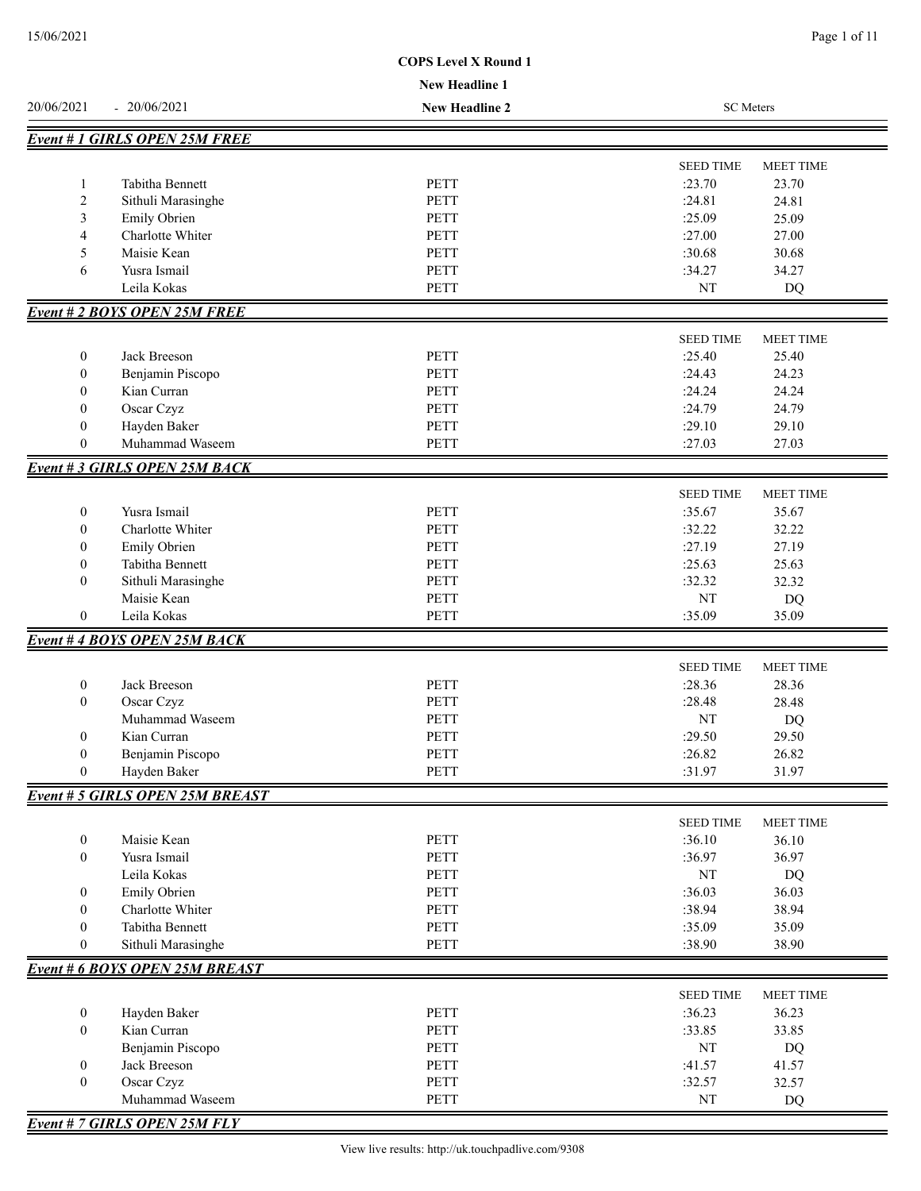**COPS Level X Round 1**

**New Headline 1**

20/06/2021 - 20/06/2021 **New Headline 2** SC Meters

## *Event # 1 GIRLS OPEN 25M FREE*

| | | | SEED TIME | MEET TIME |
|---|---|---|---|---|
| 1 | Tabitha Bennett | PETT | :23.70 | 23.70 |
| 2 | Sithuli Marasinghe | PETT | :24.81 | 24.81 |
| 3 | Emily Obrien | PETT | :25.09 | 25.09 |
| 4 | Charlotte Whiter | PETT | :27.00 | 27.00 |
| 5 | Maisie Kean | PETT | :30.68 | 30.68 |
| 6 | Yusra Ismail | PETT | :34.27 | 34.27 |
| | Leila Kokas | PETT | NT | DQ |

## *Event # 2 BOYS OPEN 25M FREE*

| | | | SEED TIME | MEET TIME |
|---|---|---|---|---|
| 0 | Jack Breeson | PETT | :25.40 | 25.40 |
| 0 | Benjamin Piscopo | PETT | :24.43 | 24.23 |
| 0 | Kian Curran | PETT | :24.24 | 24.24 |
| 0 | Oscar Czyz | PETT | :24.79 | 24.79 |
| 0 | Hayden Baker | PETT | :29.10 | 29.10 |
| 0 | Muhammad Waseem | PETT | :27.03 | 27.03 |

## *Event # 3 GIRLS OPEN 25M BACK*

| | | | SEED TIME | MEET TIME |
|---|---|---|---|---|
| 0 | Yusra Ismail | PETT | :35.67 | 35.67 |
| 0 | Charlotte Whiter | PETT | :32.22 | 32.22 |
| 0 | Emily Obrien | PETT | :27.19 | 27.19 |
| 0 | Tabitha Bennett | PETT | :25.63 | 25.63 |
| 0 | Sithuli Marasinghe | PETT | :32.32 | 32.32 |
| | Maisie Kean | PETT | NT | DQ |
| 0 | Leila Kokas | PETT | :35.09 | 35.09 |

## *Event # 4 BOYS OPEN 25M BACK*

| | | | SEED TIME | MEET TIME |
|---|---|---|---|---|
| 0 | Jack Breeson | PETT | :28.36 | 28.36 |
| 0 | Oscar Czyz | PETT | :28.48 | 28.48 |
| | Muhammad Waseem | PETT | NT | DQ |
| 0 | Kian Curran | PETT | :29.50 | 29.50 |
| 0 | Benjamin Piscopo | PETT | :26.82 | 26.82 |
| 0 | Hayden Baker | PETT | :31.97 | 31.97 |

## *Event # 5 GIRLS OPEN 25M BREAST*

| | | | SEED TIME | MEET TIME |
|---|---|---|---|---|
| 0 | Maisie Kean | PETT | :36.10 | 36.10 |
| 0 | Yusra Ismail | PETT | :36.97 | 36.97 |
| | Leila Kokas | PETT | NT | DQ |
| 0 | Emily Obrien | PETT | :36.03 | 36.03 |
| 0 | Charlotte Whiter | PETT | :38.94 | 38.94 |
| 0 | Tabitha Bennett | PETT | :35.09 | 35.09 |
| 0 | Sithuli Marasinghe | PETT | :38.90 | 38.90 |

## *Event # 6 BOYS OPEN 25M BREAST*

| | | | SEED TIME | MEET TIME |
|---|---|---|---|---|
| 0 | Hayden Baker | PETT | :36.23 | 36.23 |
| 0 | Kian Curran | PETT | :33.85 | 33.85 |
| | Benjamin Piscopo | PETT | NT | DQ |
| 0 | Jack Breeson | PETT | :41.57 | 41.57 |
| 0 | Oscar Czyz | PETT | :32.57 | 32.57 |
| | Muhammad Waseem | PETT | NT | DQ |

## *Event # 7 GIRLS OPEN 25M FLY*

View live results: http://uk.touchpadlive.com/9308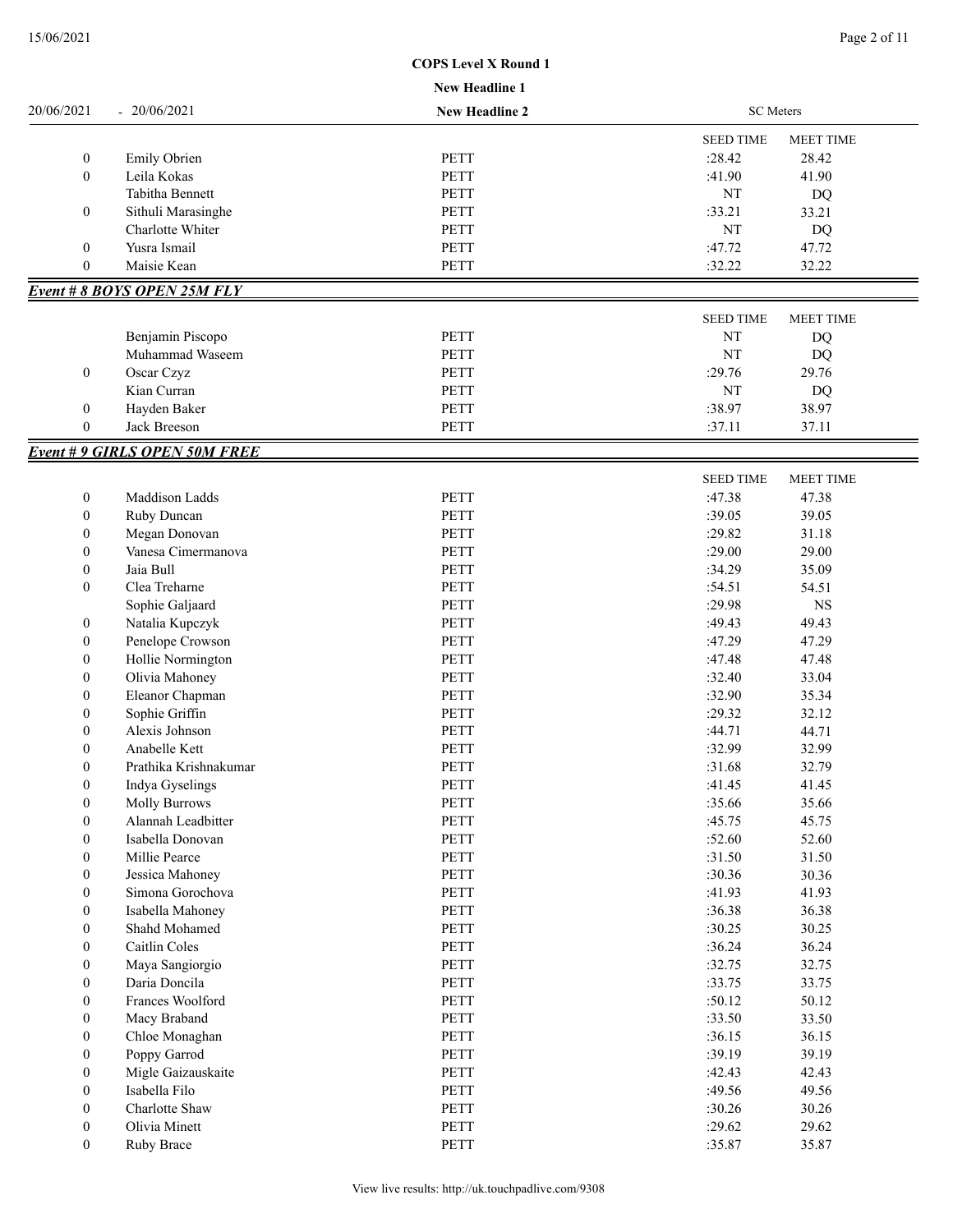**COPS Level X Round 1**

**New Headline 1**

20/06/2021 - 20/06/2021 **New Headline 2** SC Meters

| | | | SEED TIME | MEET TIME |
|---|---|---|---|---|
| 0 | Emily Obrien | PETT | :28.42 | 28.42 |
| 0 | Leila Kokas | PETT | :41.90 | 41.90 |
| | Tabitha Bennett | PETT | NT | DQ |
| 0 | Sithuli Marasinghe | PETT | :33.21 | 33.21 |
| | Charlotte Whiter | PETT | NT | DQ |
| 0 | Yusra Ismail | PETT | :47.72 | 47.72 |
| 0 | Maisie Kean | PETT | :32.22 | 32.22 |

***Event # 8 BOYS OPEN 25M FLY***

| | | | SEED TIME | MEET TIME |
|---|---|---|---|---|
| | Benjamin Piscopo | PETT | NT | DQ |
| | Muhammad Waseem | PETT | NT | DQ |
| 0 | Oscar Czyz | PETT | :29.76 | 29.76 |
| | Kian Curran | PETT | NT | DQ |
| 0 | Hayden Baker | PETT | :38.97 | 38.97 |
| 0 | Jack Breeson | PETT | :37.11 | 37.11 |

***Event # 9 GIRLS OPEN 50M FREE***

| | | | SEED TIME | MEET TIME |
|---|---|---|---|---|
| 0 | Maddison Ladds | PETT | :47.38 | 47.38 |
| 0 | Ruby Duncan | PETT | :39.05 | 39.05 |
| 0 | Megan Donovan | PETT | :29.82 | 31.18 |
| 0 | Vanesa Cimermanova | PETT | :29.00 | 29.00 |
| 0 | Jaia Bull | PETT | :34.29 | 35.09 |
| 0 | Clea Treharne | PETT | :54.51 | 54.51 |
| | Sophie Galjaard | PETT | :29.98 | NS |
| 0 | Natalia Kupczyk | PETT | :49.43 | 49.43 |
| 0 | Penelope Crowson | PETT | :47.29 | 47.29 |
| 0 | Hollie Normington | PETT | :47.48 | 47.48 |
| 0 | Olivia Mahoney | PETT | :32.40 | 33.04 |
| 0 | Eleanor Chapman | PETT | :32.90 | 35.34 |
| 0 | Sophie Griffin | PETT | :29.32 | 32.12 |
| 0 | Alexis Johnson | PETT | :44.71 | 44.71 |
| 0 | Anabelle Kett | PETT | :32.99 | 32.99 |
| 0 | Prathika Krishnakumar | PETT | :31.68 | 32.79 |
| 0 | Indya Gyselings | PETT | :41.45 | 41.45 |
| 0 | Molly Burrows | PETT | :35.66 | 35.66 |
| 0 | Alannah Leadbitter | PETT | :45.75 | 45.75 |
| 0 | Isabella Donovan | PETT | :52.60 | 52.60 |
| 0 | Millie Pearce | PETT | :31.50 | 31.50 |
| 0 | Jessica Mahoney | PETT | :30.36 | 30.36 |
| 0 | Simona Gorochova | PETT | :41.93 | 41.93 |
| 0 | Isabella Mahoney | PETT | :36.38 | 36.38 |
| 0 | Shahd Mohamed | PETT | :30.25 | 30.25 |
| 0 | Caitlin Coles | PETT | :36.24 | 36.24 |
| 0 | Maya Sangiorgio | PETT | :32.75 | 32.75 |
| 0 | Daria Doncila | PETT | :33.75 | 33.75 |
| 0 | Frances Woolford | PETT | :50.12 | 50.12 |
| 0 | Macy Braband | PETT | :33.50 | 33.50 |
| 0 | Chloe Monaghan | PETT | :36.15 | 36.15 |
| 0 | Poppy Garrod | PETT | :39.19 | 39.19 |
| 0 | Migle Gaizauskaite | PETT | :42.43 | 42.43 |
| 0 | Isabella Filo | PETT | :49.56 | 49.56 |
| 0 | Charlotte Shaw | PETT | :30.26 | 30.26 |
| 0 | Olivia Minett | PETT | :29.62 | 29.62 |
| 0 | Ruby Brace | PETT | :35.87 | 35.87 |

View live results: http://uk.touchpadlive.com/9308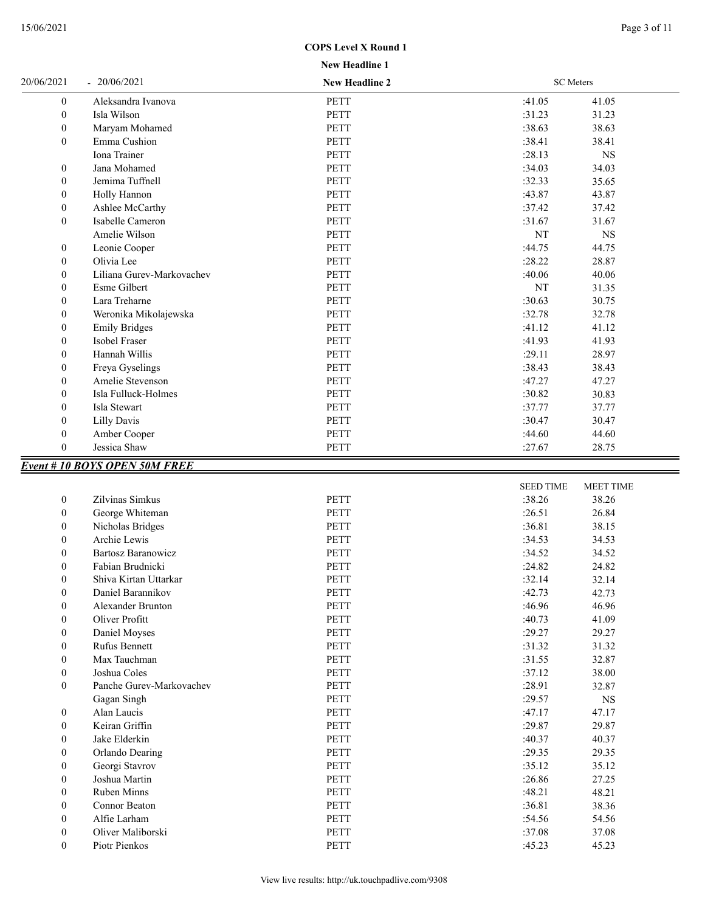COPS Level X Round 1

New Headline 1

20/06/2021 - 20/06/2021 New Headline 2 SC Meters

| | | | | |
|---|---|---|---|---|
| 0 | Aleksandra Ivanova | PETT | :41.05 | 41.05 |
| 0 | Isla Wilson | PETT | :31.23 | 31.23 |
| 0 | Maryam Mohamed | PETT | :38.63 | 38.63 |
| 0 | Emma Cushion | PETT | :38.41 | 38.41 |
| | Iona Trainer | PETT | :28.13 | NS |
| 0 | Jana Mohamed | PETT | :34.03 | 34.03 |
| 0 | Jemima Tuffnell | PETT | :32.33 | 35.65 |
| 0 | Holly Hannon | PETT | :43.87 | 43.87 |
| 0 | Ashlee McCarthy | PETT | :37.42 | 37.42 |
| 0 | Isabelle Cameron | PETT | :31.67 | 31.67 |
| | Amelie Wilson | PETT | NT | NS |
| 0 | Leonie Cooper | PETT | :44.75 | 44.75 |
| 0 | Olivia Lee | PETT | :28.22 | 28.87 |
| 0 | Liliana Gurev-Markovachev | PETT | :40.06 | 40.06 |
| 0 | Esme Gilbert | PETT | NT | 31.35 |
| 0 | Lara Treharne | PETT | :30.63 | 30.75 |
| 0 | Weronika Mikolajewska | PETT | :32.78 | 32.78 |
| 0 | Emily Bridges | PETT | :41.12 | 41.12 |
| 0 | Isobel Fraser | PETT | :41.93 | 41.93 |
| 0 | Hannah Willis | PETT | :29.11 | 28.97 |
| 0 | Freya Gyselings | PETT | :38.43 | 38.43 |
| 0 | Amelie Stevenson | PETT | :47.27 | 47.27 |
| 0 | Isla Fulluck-Holmes | PETT | :30.82 | 30.83 |
| 0 | Isla Stewart | PETT | :37.77 | 37.77 |
| 0 | Lilly Davis | PETT | :30.47 | 30.47 |
| 0 | Amber Cooper | PETT | :44.60 | 44.60 |
| 0 | Jessica Shaw | PETT | :27.67 | 28.75 |

## Event # 10 BOYS OPEN 50M FREE

| | | | SEED TIME | MEET TIME |
|---|---|---|---|---|
| 0 | Zilvinas Simkus | PETT | :38.26 | 38.26 |
| 0 | George Whiteman | PETT | :26.51 | 26.84 |
| 0 | Nicholas Bridges | PETT | :36.81 | 38.15 |
| 0 | Archie Lewis | PETT | :34.53 | 34.53 |
| 0 | Bartosz Baranowicz | PETT | :34.52 | 34.52 |
| 0 | Fabian Brudnicki | PETT | :24.82 | 24.82 |
| 0 | Shiva Kirtan Uttarkar | PETT | :32.14 | 32.14 |
| 0 | Daniel Barannikov | PETT | :42.73 | 42.73 |
| 0 | Alexander Brunton | PETT | :46.96 | 46.96 |
| 0 | Oliver Profitt | PETT | :40.73 | 41.09 |
| 0 | Daniel Moyses | PETT | :29.27 | 29.27 |
| 0 | Rufus Bennett | PETT | :31.32 | 31.32 |
| 0 | Max Tauchman | PETT | :31.55 | 32.87 |
| 0 | Joshua Coles | PETT | :37.12 | 38.00 |
| 0 | Panche Gurev-Markovachev | PETT | :28.91 | 32.87 |
| | Gagan Singh | PETT | :29.57 | NS |
| 0 | Alan Laucis | PETT | :47.17 | 47.17 |
| 0 | Keiran Griffin | PETT | :29.87 | 29.87 |
| 0 | Jake Elderkin | PETT | :40.37 | 40.37 |
| 0 | Orlando Dearing | PETT | :29.35 | 29.35 |
| 0 | Georgi Stavrov | PETT | :35.12 | 35.12 |
| 0 | Joshua Martin | PETT | :26.86 | 27.25 |
| 0 | Ruben Minns | PETT | :48.21 | 48.21 |
| 0 | Connor Beaton | PETT | :36.81 | 38.36 |
| 0 | Alfie Larham | PETT | :54.56 | 54.56 |
| 0 | Oliver Maliborski | PETT | :37.08 | 37.08 |
| 0 | Piotr Pienkos | PETT | :45.23 | 45.23 |

View live results: http://uk.touchpadlive.com/9308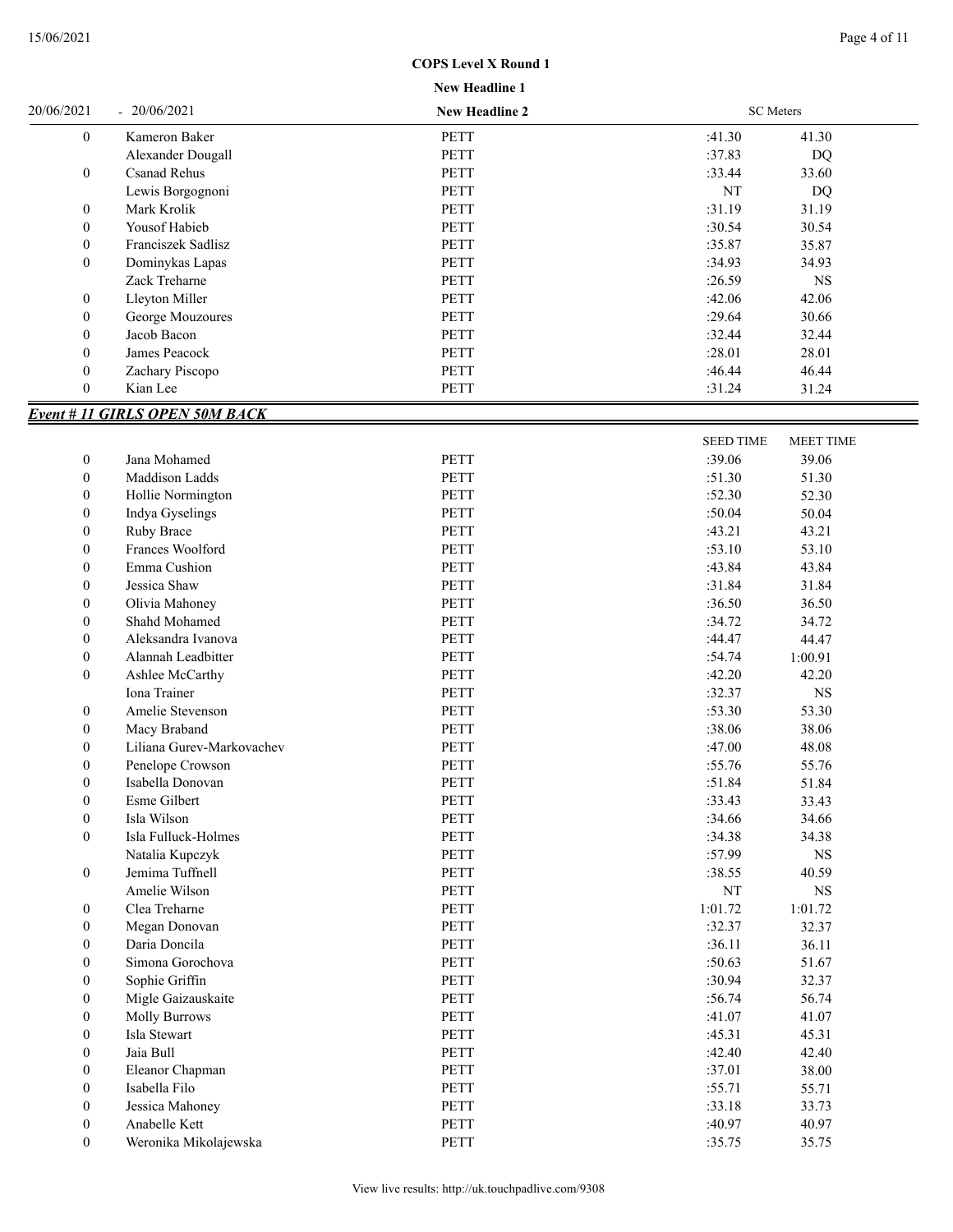**COPS Level X Round 1**

**New Headline 1**

20/06/2021 - 20/06/2021 **New Headline 2** SC Meters

| | | | | |
|---|---|---|---|---|
| 0 | Kameron Baker | PETT | :41.30 | 41.30 |
| | Alexander Dougall | PETT | :37.83 | DQ |
| 0 | Csanad Rehus | PETT | :33.44 | 33.60 |
| | Lewis Borgognoni | PETT | NT | DQ |
| 0 | Mark Krolik | PETT | :31.19 | 31.19 |
| 0 | Yousof Habieb | PETT | :30.54 | 30.54 |
| 0 | Franciszek Sadlisz | PETT | :35.87 | 35.87 |
| 0 | Dominykas Lapas | PETT | :34.93 | 34.93 |
| | Zack Treharne | PETT | :26.59 | NS |
| 0 | Lleyton Miller | PETT | :42.06 | 42.06 |
| 0 | George Mouzoures | PETT | :29.64 | 30.66 |
| 0 | Jacob Bacon | PETT | :32.44 | 32.44 |
| 0 | James Peacock | PETT | :28.01 | 28.01 |
| 0 | Zachary Piscopo | PETT | :46.44 | 46.44 |
| 0 | Kian Lee | PETT | :31.24 | 31.24 |

## *Event # 11 GIRLS OPEN 50M BACK*

| | | | SEED TIME | MEET TIME |
|---|---|---|---|---|
| 0 | Jana Mohamed | PETT | :39.06 | 39.06 |
| 0 | Maddison Ladds | PETT | :51.30 | 51.30 |
| 0 | Hollie Normington | PETT | :52.30 | 52.30 |
| 0 | Indya Gyselings | PETT | :50.04 | 50.04 |
| 0 | Ruby Brace | PETT | :43.21 | 43.21 |
| 0 | Frances Woolford | PETT | :53.10 | 53.10 |
| 0 | Emma Cushion | PETT | :43.84 | 43.84 |
| 0 | Jessica Shaw | PETT | :31.84 | 31.84 |
| 0 | Olivia Mahoney | PETT | :36.50 | 36.50 |
| 0 | Shahd Mohamed | PETT | :34.72 | 34.72 |
| 0 | Aleksandra Ivanova | PETT | :44.47 | 44.47 |
| 0 | Alannah Leadbitter | PETT | :54.74 | 1:00.91 |
| 0 | Ashlee McCarthy | PETT | :42.20 | 42.20 |
| | Iona Trainer | PETT | :32.37 | NS |
| 0 | Amelie Stevenson | PETT | :53.30 | 53.30 |
| 0 | Macy Braband | PETT | :38.06 | 38.06 |
| 0 | Liliana Gurev-Markovachev | PETT | :47.00 | 48.08 |
| 0 | Penelope Crowson | PETT | :55.76 | 55.76 |
| 0 | Isabella Donovan | PETT | :51.84 | 51.84 |
| 0 | Esme Gilbert | PETT | :33.43 | 33.43 |
| 0 | Isla Wilson | PETT | :34.66 | 34.66 |
| 0 | Isla Fulluck-Holmes | PETT | :34.38 | 34.38 |
| | Natalia Kupczyk | PETT | :57.99 | NS |
| 0 | Jemima Tuffnell | PETT | :38.55 | 40.59 |
| | Amelie Wilson | PETT | NT | NS |
| 0 | Clea Treharne | PETT | 1:01.72 | 1:01.72 |
| 0 | Megan Donovan | PETT | :32.37 | 32.37 |
| 0 | Daria Doncila | PETT | :36.11 | 36.11 |
| 0 | Simona Gorochova | PETT | :50.63 | 51.67 |
| 0 | Sophie Griffin | PETT | :30.94 | 32.37 |
| 0 | Migle Gaizauskaite | PETT | :56.74 | 56.74 |
| 0 | Molly Burrows | PETT | :41.07 | 41.07 |
| 0 | Isla Stewart | PETT | :45.31 | 45.31 |
| 0 | Jaia Bull | PETT | :42.40 | 42.40 |
| 0 | Eleanor Chapman | PETT | :37.01 | 38.00 |
| 0 | Isabella Filo | PETT | :55.71 | 55.71 |
| 0 | Jessica Mahoney | PETT | :33.18 | 33.73 |
| 0 | Anabelle Kett | PETT | :40.97 | 40.97 |
| 0 | Weronika Mikolajewska | PETT | :35.75 | 35.75 |

View live results: http://uk.touchpadlive.com/9308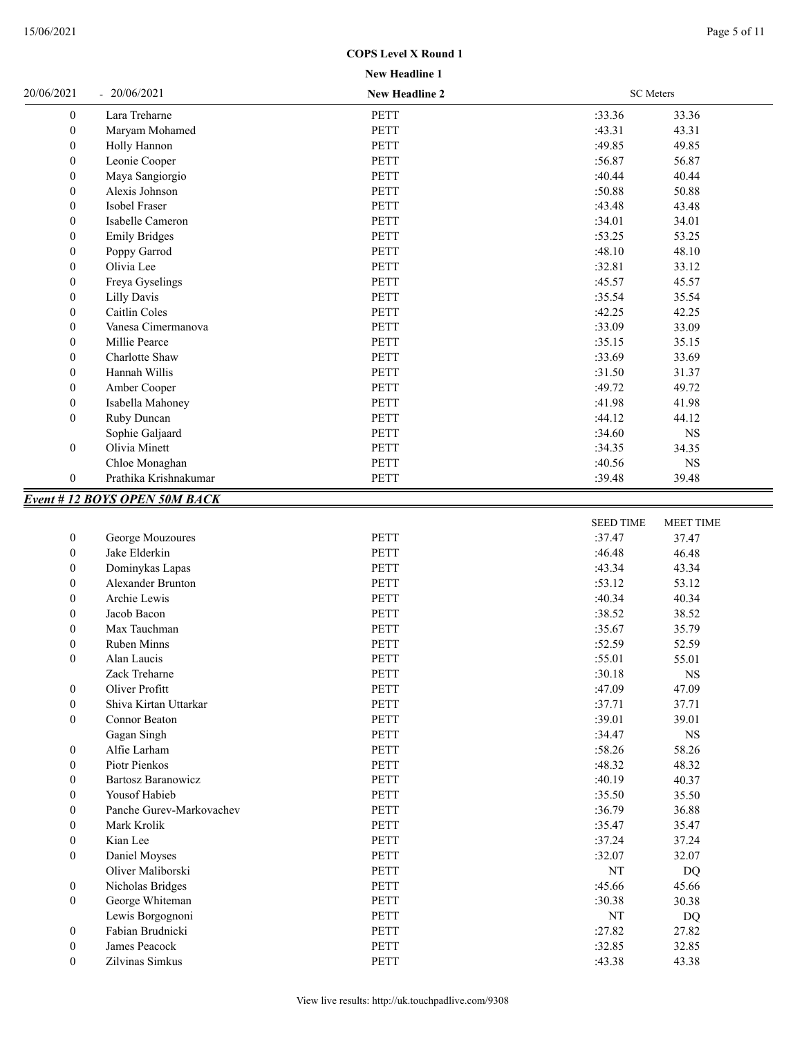**COPS Level X Round 1**

**New Headline 1**

20/06/2021 - 20/06/2021 **New Headline 2** SC Meters

| | | | | |
|---|---|---|---|---|
| 0 | Lara Treharne | PETT | :33.36 | 33.36 |
| 0 | Maryam Mohamed | PETT | :43.31 | 43.31 |
| 0 | Holly Hannon | PETT | :49.85 | 49.85 |
| 0 | Leonie Cooper | PETT | :56.87 | 56.87 |
| 0 | Maya Sangiorgio | PETT | :40.44 | 40.44 |
| 0 | Alexis Johnson | PETT | :50.88 | 50.88 |
| 0 | Isobel Fraser | PETT | :43.48 | 43.48 |
| 0 | Isabelle Cameron | PETT | :34.01 | 34.01 |
| 0 | Emily Bridges | PETT | :53.25 | 53.25 |
| 0 | Poppy Garrod | PETT | :48.10 | 48.10 |
| 0 | Olivia Lee | PETT | :32.81 | 33.12 |
| 0 | Freya Gyselings | PETT | :45.57 | 45.57 |
| 0 | Lilly Davis | PETT | :35.54 | 35.54 |
| 0 | Caitlin Coles | PETT | :42.25 | 42.25 |
| 0 | Vanesa Cimermanova | PETT | :33.09 | 33.09 |
| 0 | Millie Pearce | PETT | :35.15 | 35.15 |
| 0 | Charlotte Shaw | PETT | :33.69 | 33.69 |
| 0 | Hannah Willis | PETT | :31.50 | 31.37 |
| 0 | Amber Cooper | PETT | :49.72 | 49.72 |
| 0 | Isabella Mahoney | PETT | :41.98 | 41.98 |
| 0 | Ruby Duncan | PETT | :44.12 | 44.12 |
| | Sophie Galjaard | PETT | :34.60 | NS |
| 0 | Olivia Minett | PETT | :34.35 | 34.35 |
| | Chloe Monaghan | PETT | :40.56 | NS |
| 0 | Prathika Krishnakumar | PETT | :39.48 | 39.48 |

***Event # 12 BOYS OPEN 50M BACK***

| | | | SEED TIME | MEET TIME |
|---|---|---|---|---|
| 0 | George Mouzoures | PETT | :37.47 | 37.47 |
| 0 | Jake Elderkin | PETT | :46.48 | 46.48 |
| 0 | Dominykas Lapas | PETT | :43.34 | 43.34 |
| 0 | Alexander Brunton | PETT | :53.12 | 53.12 |
| 0 | Archie Lewis | PETT | :40.34 | 40.34 |
| 0 | Jacob Bacon | PETT | :38.52 | 38.52 |
| 0 | Max Tauchman | PETT | :35.67 | 35.79 |
| 0 | Ruben Minns | PETT | :52.59 | 52.59 |
| 0 | Alan Laucis | PETT | :55.01 | 55.01 |
| | Zack Treharne | PETT | :30.18 | NS |
| 0 | Oliver Profitt | PETT | :47.09 | 47.09 |
| 0 | Shiva Kirtan Uttarkar | PETT | :37.71 | 37.71 |
| 0 | Connor Beaton | PETT | :39.01 | 39.01 |
| | Gagan Singh | PETT | :34.47 | NS |
| 0 | Alfie Larham | PETT | :58.26 | 58.26 |
| 0 | Piotr Pienkos | PETT | :48.32 | 48.32 |
| 0 | Bartosz Baranowicz | PETT | :40.19 | 40.37 |
| 0 | Yousof Habieb | PETT | :35.50 | 35.50 |
| 0 | Panche Gurev-Markovachev | PETT | :36.79 | 36.88 |
| 0 | Mark Krolik | PETT | :35.47 | 35.47 |
| 0 | Kian Lee | PETT | :37.24 | 37.24 |
| 0 | Daniel Moyses | PETT | :32.07 | 32.07 |
| | Oliver Maliborski | PETT | NT | DQ |
| 0 | Nicholas Bridges | PETT | :45.66 | 45.66 |
| 0 | George Whiteman | PETT | :30.38 | 30.38 |
| | Lewis Borgognoni | PETT | NT | DQ |
| 0 | Fabian Brudnicki | PETT | :27.82 | 27.82 |
| 0 | James Peacock | PETT | :32.85 | 32.85 |
| 0 | Zilvinas Simkus | PETT | :43.38 | 43.38 |

View live results: http://uk.touchpadlive.com/9308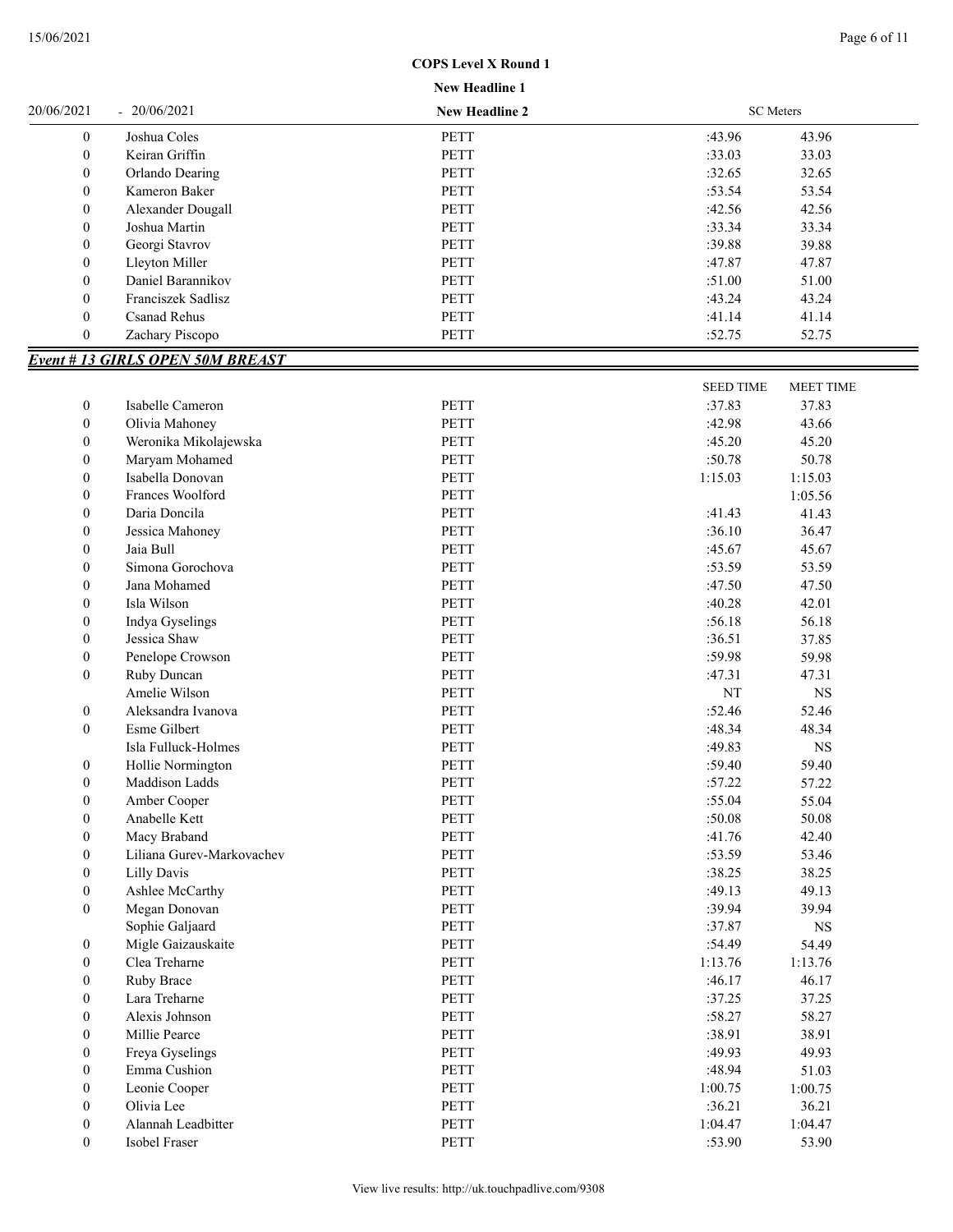**COPS Level X Round 1**

**New Headline 1**

20/06/2021 - 20/06/2021 **New Headline 2** SC Meters

| | | | | |
|---|---|---|---|---|
| 0 | Joshua Coles | PETT | :43.96 | 43.96 |
| 0 | Keiran Griffin | PETT | :33.03 | 33.03 |
| 0 | Orlando Dearing | PETT | :32.65 | 32.65 |
| 0 | Kameron Baker | PETT | :53.54 | 53.54 |
| 0 | Alexander Dougall | PETT | :42.56 | 42.56 |
| 0 | Joshua Martin | PETT | :33.34 | 33.34 |
| 0 | Georgi Stavrov | PETT | :39.88 | 39.88 |
| 0 | Lleyton Miller | PETT | :47.87 | 47.87 |
| 0 | Daniel Barannikov | PETT | :51.00 | 51.00 |
| 0 | Franciszek Sadlisz | PETT | :43.24 | 43.24 |
| 0 | Csanad Rehus | PETT | :41.14 | 41.14 |
| 0 | Zachary Piscopo | PETT | :52.75 | 52.75 |

## *Event # 13 GIRLS OPEN 50M BREAST*

| | | | SEED TIME | MEET TIME |
|---|---|---|---|---|
| 0 | Isabelle Cameron | PETT | :37.83 | 37.83 |
| 0 | Olivia Mahoney | PETT | :42.98 | 43.66 |
| 0 | Weronika Mikolajewska | PETT | :45.20 | 45.20 |
| 0 | Maryam Mohamed | PETT | :50.78 | 50.78 |
| 0 | Isabella Donovan | PETT | 1:15.03 | 1:15.03 |
| 0 | Frances Woolford | PETT | | 1:05.56 |
| 0 | Daria Doncila | PETT | :41.43 | 41.43 |
| 0 | Jessica Mahoney | PETT | :36.10 | 36.47 |
| 0 | Jaia Bull | PETT | :45.67 | 45.67 |
| 0 | Simona Gorochova | PETT | :53.59 | 53.59 |
| 0 | Jana Mohamed | PETT | :47.50 | 47.50 |
| 0 | Isla Wilson | PETT | :40.28 | 42.01 |
| 0 | Indya Gyselings | PETT | :56.18 | 56.18 |
| 0 | Jessica Shaw | PETT | :36.51 | 37.85 |
| 0 | Penelope Crowson | PETT | :59.98 | 59.98 |
| 0 | Ruby Duncan | PETT | :47.31 | 47.31 |
| | Amelie Wilson | PETT | NT | NS |
| 0 | Aleksandra Ivanova | PETT | :52.46 | 52.46 |
| 0 | Esme Gilbert | PETT | :48.34 | 48.34 |
| | Isla Fulluck-Holmes | PETT | :49.83 | NS |
| 0 | Hollie Normington | PETT | :59.40 | 59.40 |
| 0 | Maddison Ladds | PETT | :57.22 | 57.22 |
| 0 | Amber Cooper | PETT | :55.04 | 55.04 |
| 0 | Anabelle Kett | PETT | :50.08 | 50.08 |
| 0 | Macy Braband | PETT | :41.76 | 42.40 |
| 0 | Liliana Gurev-Markovachev | PETT | :53.59 | 53.46 |
| 0 | Lilly Davis | PETT | :38.25 | 38.25 |
| 0 | Ashlee McCarthy | PETT | :49.13 | 49.13 |
| 0 | Megan Donovan | PETT | :39.94 | 39.94 |
| | Sophie Galjaard | PETT | :37.87 | NS |
| 0 | Migle Gaizauskaite | PETT | :54.49 | 54.49 |
| 0 | Clea Treharne | PETT | 1:13.76 | 1:13.76 |
| 0 | Ruby Brace | PETT | :46.17 | 46.17 |
| 0 | Lara Treharne | PETT | :37.25 | 37.25 |
| 0 | Alexis Johnson | PETT | :58.27 | 58.27 |
| 0 | Millie Pearce | PETT | :38.91 | 38.91 |
| 0 | Freya Gyselings | PETT | :49.93 | 49.93 |
| 0 | Emma Cushion | PETT | :48.94 | 51.03 |
| 0 | Leonie Cooper | PETT | 1:00.75 | 1:00.75 |
| 0 | Olivia Lee | PETT | :36.21 | 36.21 |
| 0 | Alannah Leadbitter | PETT | 1:04.47 | 1:04.47 |
| 0 | Isobel Fraser | PETT | :53.90 | 53.90 |

View live results: http://uk.touchpadlive.com/9308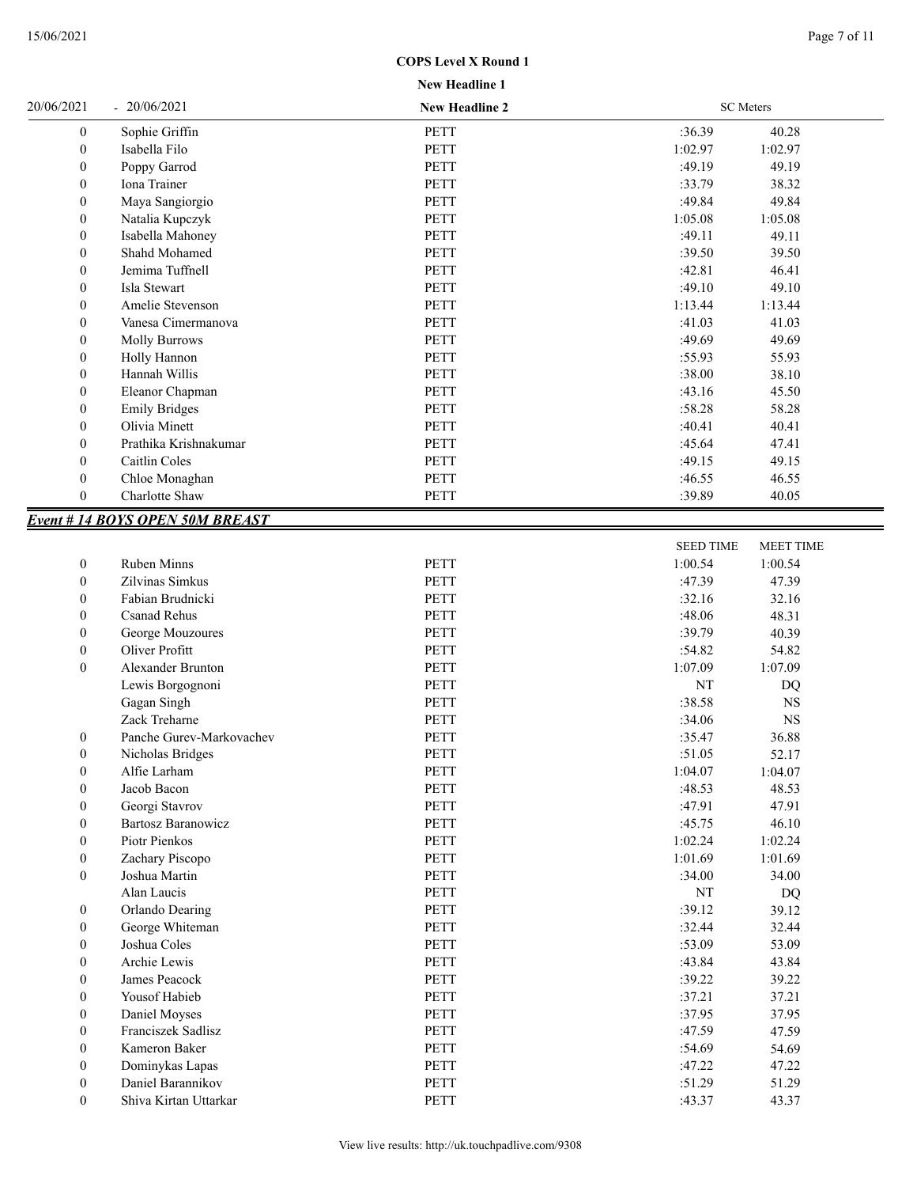COPS Level X Round 1

New Headline 1

20/06/2021 - 20/06/2021 **New Headline 2** SC Meters

| | | | | |
|---|---|---|---|---|
| 0 | Sophie Griffin | PETT | :36.39 | 40.28 |
| 0 | Isabella Filo | PETT | 1:02.97 | 1:02.97 |
| 0 | Poppy Garrod | PETT | :49.19 | 49.19 |
| 0 | Iona Trainer | PETT | :33.79 | 38.32 |
| 0 | Maya Sangiorgio | PETT | :49.84 | 49.84 |
| 0 | Natalia Kupczyk | PETT | 1:05.08 | 1:05.08 |
| 0 | Isabella Mahoney | PETT | :49.11 | 49.11 |
| 0 | Shahd Mohamed | PETT | :39.50 | 39.50 |
| 0 | Jemima Tuffnell | PETT | :42.81 | 46.41 |
| 0 | Isla Stewart | PETT | :49.10 | 49.10 |
| 0 | Amelie Stevenson | PETT | 1:13.44 | 1:13.44 |
| 0 | Vanesa Cimermanova | PETT | :41.03 | 41.03 |
| 0 | Molly Burrows | PETT | :49.69 | 49.69 |
| 0 | Holly Hannon | PETT | :55.93 | 55.93 |
| 0 | Hannah Willis | PETT | :38.00 | 38.10 |
| 0 | Eleanor Chapman | PETT | :43.16 | 45.50 |
| 0 | Emily Bridges | PETT | :58.28 | 58.28 |
| 0 | Olivia Minett | PETT | :40.41 | 40.41 |
| 0 | Prathika Krishnakumar | PETT | :45.64 | 47.41 |
| 0 | Caitlin Coles | PETT | :49.15 | 49.15 |
| 0 | Chloe Monaghan | PETT | :46.55 | 46.55 |
| 0 | Charlotte Shaw | PETT | :39.89 | 40.05 |

## *Event # 14 BOYS OPEN 50M BREAST*

| | | | SEED TIME | MEET TIME |
|---|---|---|---|---|
| 0 | Ruben Minns | PETT | 1:00.54 | 1:00.54 |
| 0 | Zilvinas Simkus | PETT | :47.39 | 47.39 |
| 0 | Fabian Brudnicki | PETT | :32.16 | 32.16 |
| 0 | Csanad Rehus | PETT | :48.06 | 48.31 |
| 0 | George Mouzoures | PETT | :39.79 | 40.39 |
| 0 | Oliver Profitt | PETT | :54.82 | 54.82 |
| 0 | Alexander Brunton | PETT | 1:07.09 | 1:07.09 |
| | Lewis Borgognoni | PETT | NT | DQ |
| | Gagan Singh | PETT | :38.58 | NS |
| | Zack Treharne | PETT | :34.06 | NS |
| 0 | Panche Gurev-Markovachev | PETT | :35.47 | 36.88 |
| 0 | Nicholas Bridges | PETT | :51.05 | 52.17 |
| 0 | Alfie Larham | PETT | 1:04.07 | 1:04.07 |
| 0 | Jacob Bacon | PETT | :48.53 | 48.53 |
| 0 | Georgi Stavrov | PETT | :47.91 | 47.91 |
| 0 | Bartosz Baranowicz | PETT | :45.75 | 46.10 |
| 0 | Piotr Pienkos | PETT | 1:02.24 | 1:02.24 |
| 0 | Zachary Piscopo | PETT | 1:01.69 | 1:01.69 |
| 0 | Joshua Martin | PETT | :34.00 | 34.00 |
| | Alan Laucis | PETT | NT | DQ |
| 0 | Orlando Dearing | PETT | :39.12 | 39.12 |
| 0 | George Whiteman | PETT | :32.44 | 32.44 |
| 0 | Joshua Coles | PETT | :53.09 | 53.09 |
| 0 | Archie Lewis | PETT | :43.84 | 43.84 |
| 0 | James Peacock | PETT | :39.22 | 39.22 |
| 0 | Yousof Habieb | PETT | :37.21 | 37.21 |
| 0 | Daniel Moyses | PETT | :37.95 | 37.95 |
| 0 | Franciszek Sadlisz | PETT | :47.59 | 47.59 |
| 0 | Kameron Baker | PETT | :54.69 | 54.69 |
| 0 | Dominykas Lapas | PETT | :47.22 | 47.22 |
| 0 | Daniel Barannikov | PETT | :51.29 | 51.29 |
| 0 | Shiva Kirtan Uttarkar | PETT | :43.37 | 43.37 |

View live results: http://uk.touchpadlive.com/9308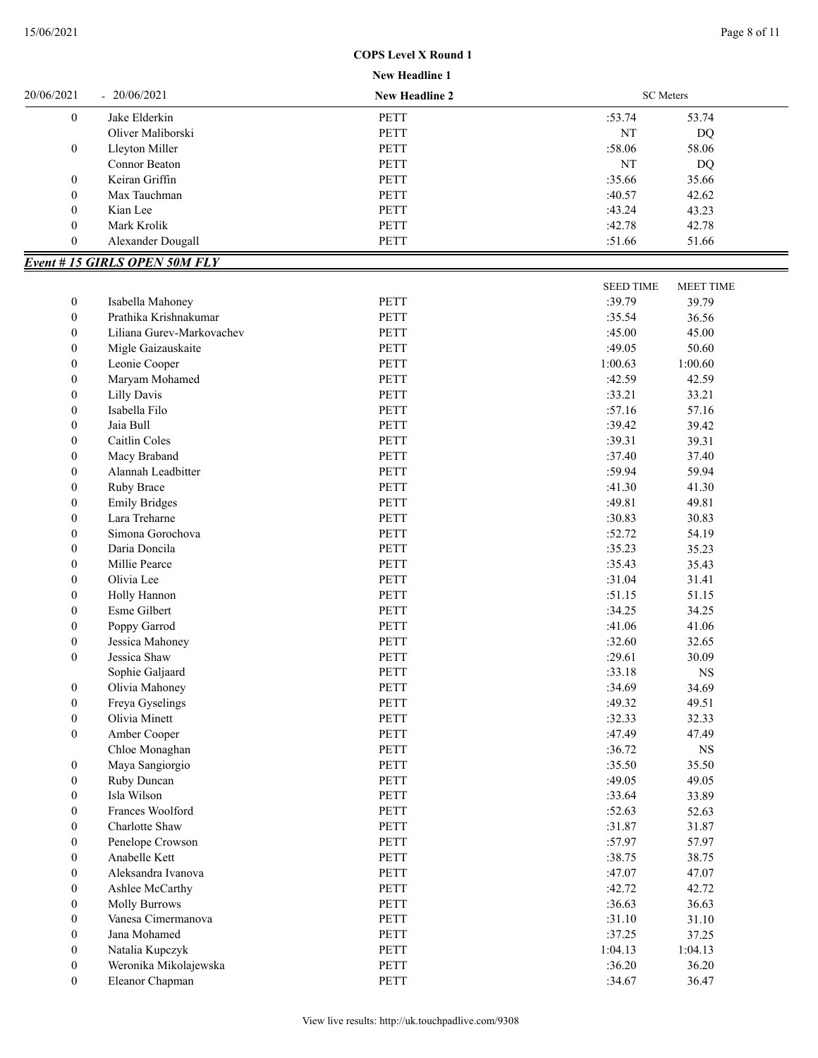**COPS Level X Round 1**

**New Headline 1**

| 20/06/2021 | - 20/06/2021 | **New Headline 2** | SC Meters | |
|---|---|---|---|---|
| 0 | Jake Elderkin | PETT | :53.74 | 53.74 |
| | Oliver Maliborski | PETT | NT | DQ |
| 0 | Lleyton Miller | PETT | :58.06 | 58.06 |
| | Connor Beaton | PETT | NT | DQ |
| 0 | Keiran Griffin | PETT | :35.66 | 35.66 |
| 0 | Max Tauchman | PETT | :40.57 | 42.62 |
| 0 | Kian Lee | PETT | :43.24 | 43.23 |
| 0 | Mark Krolik | PETT | :42.78 | 42.78 |
| 0 | Alexander Dougall | PETT | :51.66 | 51.66 |

## *Event # 15 GIRLS OPEN 50M FLY*

| | | | SEED TIME | MEET TIME |
|---|---|---|---|---|
| 0 | Isabella Mahoney | PETT | :39.79 | 39.79 |
| 0 | Prathika Krishnakumar | PETT | :35.54 | 36.56 |
| 0 | Liliana Gurev-Markovachev | PETT | :45.00 | 45.00 |
| 0 | Migle Gaizauskaite | PETT | :49.05 | 50.60 |
| 0 | Leonie Cooper | PETT | 1:00.63 | 1:00.60 |
| 0 | Maryam Mohamed | PETT | :42.59 | 42.59 |
| 0 | Lilly Davis | PETT | :33.21 | 33.21 |
| 0 | Isabella Filo | PETT | :57.16 | 57.16 |
| 0 | Jaia Bull | PETT | :39.42 | 39.42 |
| 0 | Caitlin Coles | PETT | :39.31 | 39.31 |
| 0 | Macy Braband | PETT | :37.40 | 37.40 |
| 0 | Alannah Leadbitter | PETT | :59.94 | 59.94 |
| 0 | Ruby Brace | PETT | :41.30 | 41.30 |
| 0 | Emily Bridges | PETT | :49.81 | 49.81 |
| 0 | Lara Treharne | PETT | :30.83 | 30.83 |
| 0 | Simona Gorochova | PETT | :52.72 | 54.19 |
| 0 | Daria Doncila | PETT | :35.23 | 35.23 |
| 0 | Millie Pearce | PETT | :35.43 | 35.43 |
| 0 | Olivia Lee | PETT | :31.04 | 31.41 |
| 0 | Holly Hannon | PETT | :51.15 | 51.15 |
| 0 | Esme Gilbert | PETT | :34.25 | 34.25 |
| 0 | Poppy Garrod | PETT | :41.06 | 41.06 |
| 0 | Jessica Mahoney | PETT | :32.60 | 32.65 |
| 0 | Jessica Shaw | PETT | :29.61 | 30.09 |
| | Sophie Galjaard | PETT | :33.18 | NS |
| 0 | Olivia Mahoney | PETT | :34.69 | 34.69 |
| 0 | Freya Gyselings | PETT | :49.32 | 49.51 |
| 0 | Olivia Minett | PETT | :32.33 | 32.33 |
| 0 | Amber Cooper | PETT | :47.49 | 47.49 |
| | Chloe Monaghan | PETT | :36.72 | NS |
| 0 | Maya Sangiorgio | PETT | :35.50 | 35.50 |
| 0 | Ruby Duncan | PETT | :49.05 | 49.05 |
| 0 | Isla Wilson | PETT | :33.64 | 33.89 |
| 0 | Frances Woolford | PETT | :52.63 | 52.63 |
| 0 | Charlotte Shaw | PETT | :31.87 | 31.87 |
| 0 | Penelope Crowson | PETT | :57.97 | 57.97 |
| 0 | Anabelle Kett | PETT | :38.75 | 38.75 |
| 0 | Aleksandra Ivanova | PETT | :47.07 | 47.07 |
| 0 | Ashlee McCarthy | PETT | :42.72 | 42.72 |
| 0 | Molly Burrows | PETT | :36.63 | 36.63 |
| 0 | Vanesa Cimermanova | PETT | :31.10 | 31.10 |
| 0 | Jana Mohamed | PETT | :37.25 | 37.25 |
| 0 | Natalia Kupczyk | PETT | 1:04.13 | 1:04.13 |
| 0 | Weronika Mikolajewska | PETT | :36.20 | 36.20 |
| 0 | Eleanor Chapman | PETT | :34.67 | 36.47 |

View live results: http://uk.touchpadlive.com/9308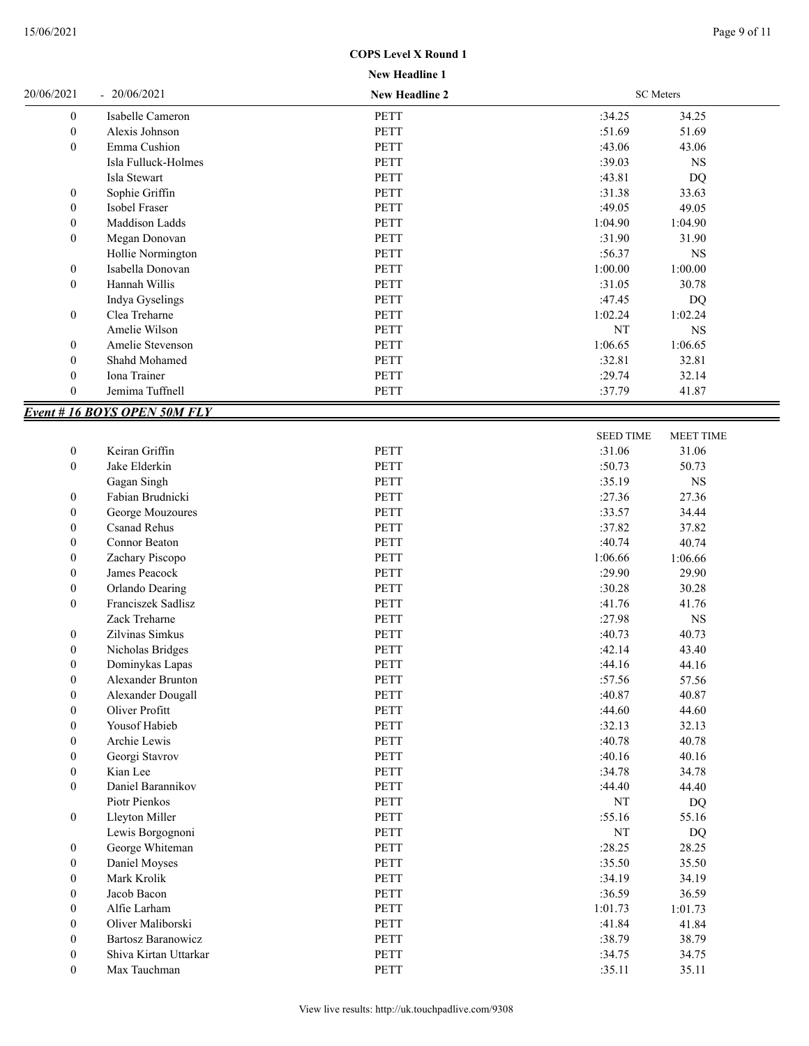**COPS Level X Round 1**

**New Headline 1**

20/06/2021 - 20/06/2021 **New Headline 2** SC Meters

| | | | | |
|---|---|---|---|---|
| 0 | Isabelle Cameron | PETT | :34.25 | 34.25 |
| 0 | Alexis Johnson | PETT | :51.69 | 51.69 |
| 0 | Emma Cushion | PETT | :43.06 | 43.06 |
| | Isla Fulluck-Holmes | PETT | :39.03 | NS |
| | Isla Stewart | PETT | :43.81 | DQ |
| 0 | Sophie Griffin | PETT | :31.38 | 33.63 |
| 0 | Isobel Fraser | PETT | :49.05 | 49.05 |
| 0 | Maddison Ladds | PETT | 1:04.90 | 1:04.90 |
| 0 | Megan Donovan | PETT | :31.90 | 31.90 |
| | Hollie Normington | PETT | :56.37 | NS |
| 0 | Isabella Donovan | PETT | 1:00.00 | 1:00.00 |
| 0 | Hannah Willis | PETT | :31.05 | 30.78 |
| | Indya Gyselings | PETT | :47.45 | DQ |
| 0 | Clea Treharne | PETT | 1:02.24 | 1:02.24 |
| | Amelie Wilson | PETT | NT | NS |
| 0 | Amelie Stevenson | PETT | 1:06.65 | 1:06.65 |
| 0 | Shahd Mohamed | PETT | :32.81 | 32.81 |
| 0 | Iona Trainer | PETT | :29.74 | 32.14 |
| 0 | Jemima Tuffnell | PETT | :37.79 | 41.87 |

## *Event # 16 BOYS OPEN 50M FLY*

| | | | SEED TIME | MEET TIME |
|---|---|---|---|---|
| 0 | Keiran Griffin | PETT | :31.06 | 31.06 |
| 0 | Jake Elderkin | PETT | :50.73 | 50.73 |
| | Gagan Singh | PETT | :35.19 | NS |
| 0 | Fabian Brudnicki | PETT | :27.36 | 27.36 |
| 0 | George Mouzoures | PETT | :33.57 | 34.44 |
| 0 | Csanad Rehus | PETT | :37.82 | 37.82 |
| 0 | Connor Beaton | PETT | :40.74 | 40.74 |
| 0 | Zachary Piscopo | PETT | 1:06.66 | 1:06.66 |
| 0 | James Peacock | PETT | :29.90 | 29.90 |
| 0 | Orlando Dearing | PETT | :30.28 | 30.28 |
| 0 | Franciszek Sadlisz | PETT | :41.76 | 41.76 |
| | Zack Treharne | PETT | :27.98 | NS |
| 0 | Zilvinas Simkus | PETT | :40.73 | 40.73 |
| 0 | Nicholas Bridges | PETT | :42.14 | 43.40 |
| 0 | Dominykas Lapas | PETT | :44.16 | 44.16 |
| 0 | Alexander Brunton | PETT | :57.56 | 57.56 |
| 0 | Alexander Dougall | PETT | :40.87 | 40.87 |
| 0 | Oliver Profitt | PETT | :44.60 | 44.60 |
| 0 | Yousof Habieb | PETT | :32.13 | 32.13 |
| 0 | Archie Lewis | PETT | :40.78 | 40.78 |
| 0 | Georgi Stavrov | PETT | :40.16 | 40.16 |
| 0 | Kian Lee | PETT | :34.78 | 34.78 |
| 0 | Daniel Barannikov | PETT | :44.40 | 44.40 |
| | Piotr Pienkos | PETT | NT | DQ |
| 0 | Lleyton Miller | PETT | :55.16 | 55.16 |
| | Lewis Borgognoni | PETT | NT | DQ |
| 0 | George Whiteman | PETT | :28.25 | 28.25 |
| 0 | Daniel Moyses | PETT | :35.50 | 35.50 |
| 0 | Mark Krolik | PETT | :34.19 | 34.19 |
| 0 | Jacob Bacon | PETT | :36.59 | 36.59 |
| 0 | Alfie Larham | PETT | 1:01.73 | 1:01.73 |
| 0 | Oliver Maliborski | PETT | :41.84 | 41.84 |
| 0 | Bartosz Baranowicz | PETT | :38.79 | 38.79 |
| 0 | Shiva Kirtan Uttarkar | PETT | :34.75 | 34.75 |
| 0 | Max Tauchman | PETT | :35.11 | 35.11 |

View live results: http://uk.touchpadlive.com/9308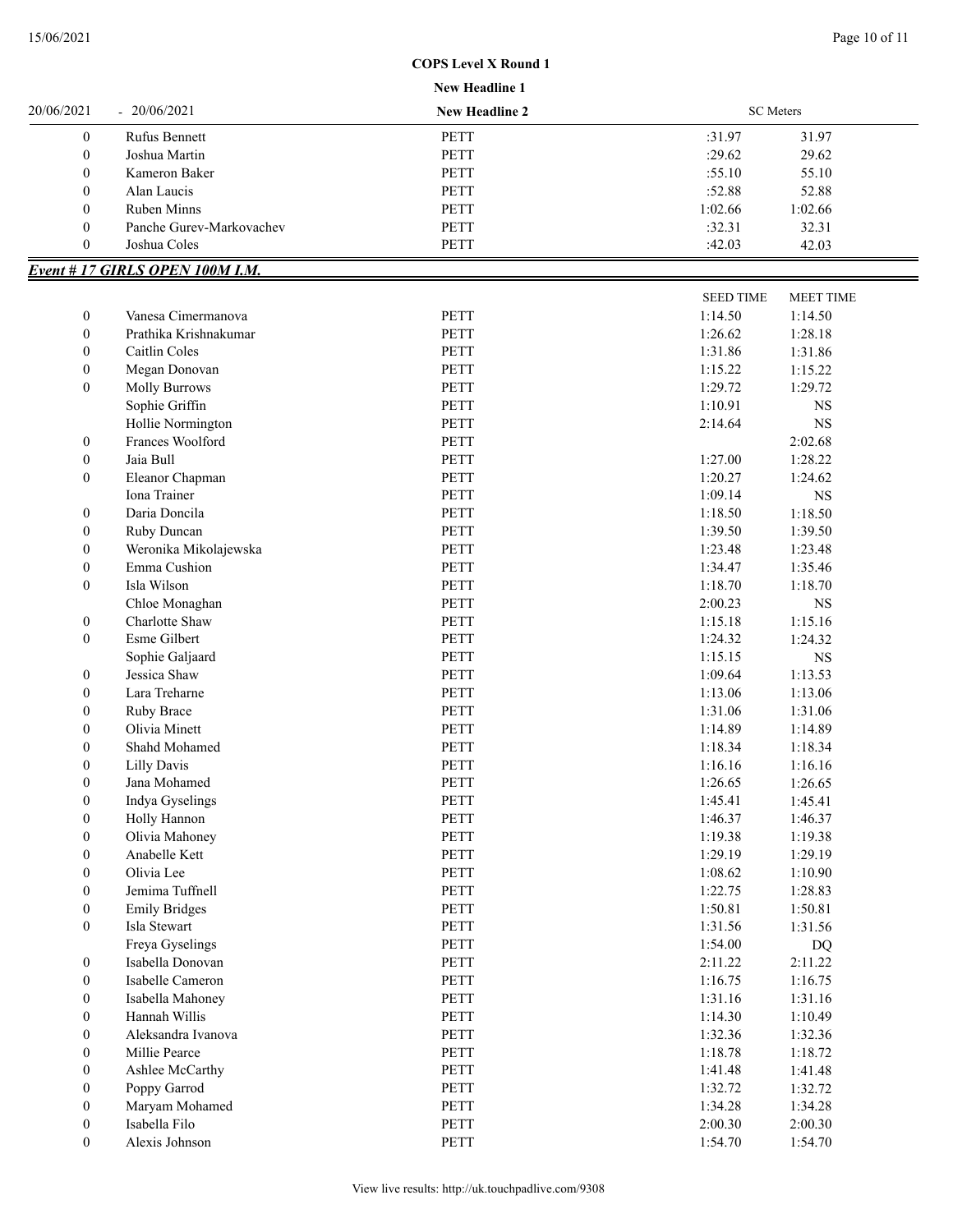COPS Level X Round 1

New Headline 1

| 20/06/2021 | - 20/06/2021 | New Headline 2 | SC Meters | |
|---|---|---|---|---|
| 0 | Rufus Bennett | PETT | :31.97 | 31.97 |
| 0 | Joshua Martin | PETT | :29.62 | 29.62 |
| 0 | Kameron Baker | PETT | :55.10 | 55.10 |
| 0 | Alan Laucis | PETT | :52.88 | 52.88 |
| 0 | Ruben Minns | PETT | 1:02.66 | 1:02.66 |
| 0 | Panche Gurev-Markovachev | PETT | :32.31 | 32.31 |
| 0 | Joshua Coles | PETT | :42.03 | 42.03 |

## ***Event # 17 GIRLS OPEN 100M I.M.***

| | | | SEED TIME | MEET TIME |
|---|---|---|---|---|
| 0 | Vanesa Cimermanova | PETT | 1:14.50 | 1:14.50 |
| 0 | Prathika Krishnakumar | PETT | 1:26.62 | 1:28.18 |
| 0 | Caitlin Coles | PETT | 1:31.86 | 1:31.86 |
| 0 | Megan Donovan | PETT | 1:15.22 | 1:15.22 |
| 0 | Molly Burrows | PETT | 1:29.72 | 1:29.72 |
| | Sophie Griffin | PETT | 1:10.91 | NS |
| | Hollie Normington | PETT | 2:14.64 | NS |
| 0 | Frances Woolford | PETT | | 2:02.68 |
| 0 | Jaia Bull | PETT | 1:27.00 | 1:28.22 |
| 0 | Eleanor Chapman | PETT | 1:20.27 | 1:24.62 |
| | Iona Trainer | PETT | 1:09.14 | NS |
| 0 | Daria Doncila | PETT | 1:18.50 | 1:18.50 |
| 0 | Ruby Duncan | PETT | 1:39.50 | 1:39.50 |
| 0 | Weronika Mikolajewska | PETT | 1:23.48 | 1:23.48 |
| 0 | Emma Cushion | PETT | 1:34.47 | 1:35.46 |
| 0 | Isla Wilson | PETT | 1:18.70 | 1:18.70 |
| | Chloe Monaghan | PETT | 2:00.23 | NS |
| 0 | Charlotte Shaw | PETT | 1:15.18 | 1:15.16 |
| 0 | Esme Gilbert | PETT | 1:24.32 | 1:24.32 |
| | Sophie Galjaard | PETT | 1:15.15 | NS |
| 0 | Jessica Shaw | PETT | 1:09.64 | 1:13.53 |
| 0 | Lara Treharne | PETT | 1:13.06 | 1:13.06 |
| 0 | Ruby Brace | PETT | 1:31.06 | 1:31.06 |
| 0 | Olivia Minett | PETT | 1:14.89 | 1:14.89 |
| 0 | Shahd Mohamed | PETT | 1:18.34 | 1:18.34 |
| 0 | Lilly Davis | PETT | 1:16.16 | 1:16.16 |
| 0 | Jana Mohamed | PETT | 1:26.65 | 1:26.65 |
| 0 | Indya Gyselings | PETT | 1:45.41 | 1:45.41 |
| 0 | Holly Hannon | PETT | 1:46.37 | 1:46.37 |
| 0 | Olivia Mahoney | PETT | 1:19.38 | 1:19.38 |
| 0 | Anabelle Kett | PETT | 1:29.19 | 1:29.19 |
| 0 | Olivia Lee | PETT | 1:08.62 | 1:10.90 |
| 0 | Jemima Tuffnell | PETT | 1:22.75 | 1:28.83 |
| 0 | Emily Bridges | PETT | 1:50.81 | 1:50.81 |
| 0 | Isla Stewart | PETT | 1:31.56 | 1:31.56 |
| | Freya Gyselings | PETT | 1:54.00 | DQ |
| 0 | Isabella Donovan | PETT | 2:11.22 | 2:11.22 |
| 0 | Isabelle Cameron | PETT | 1:16.75 | 1:16.75 |
| 0 | Isabella Mahoney | PETT | 1:31.16 | 1:31.16 |
| 0 | Hannah Willis | PETT | 1:14.30 | 1:10.49 |
| 0 | Aleksandra Ivanova | PETT | 1:32.36 | 1:32.36 |
| 0 | Millie Pearce | PETT | 1:18.78 | 1:18.72 |
| 0 | Ashlee McCarthy | PETT | 1:41.48 | 1:41.48 |
| 0 | Poppy Garrod | PETT | 1:32.72 | 1:32.72 |
| 0 | Maryam Mohamed | PETT | 1:34.28 | 1:34.28 |
| 0 | Isabella Filo | PETT | 2:00.30 | 2:00.30 |
| 0 | Alexis Johnson | PETT | 1:54.70 | 1:54.70 |

View live results: http://uk.touchpadlive.com/9308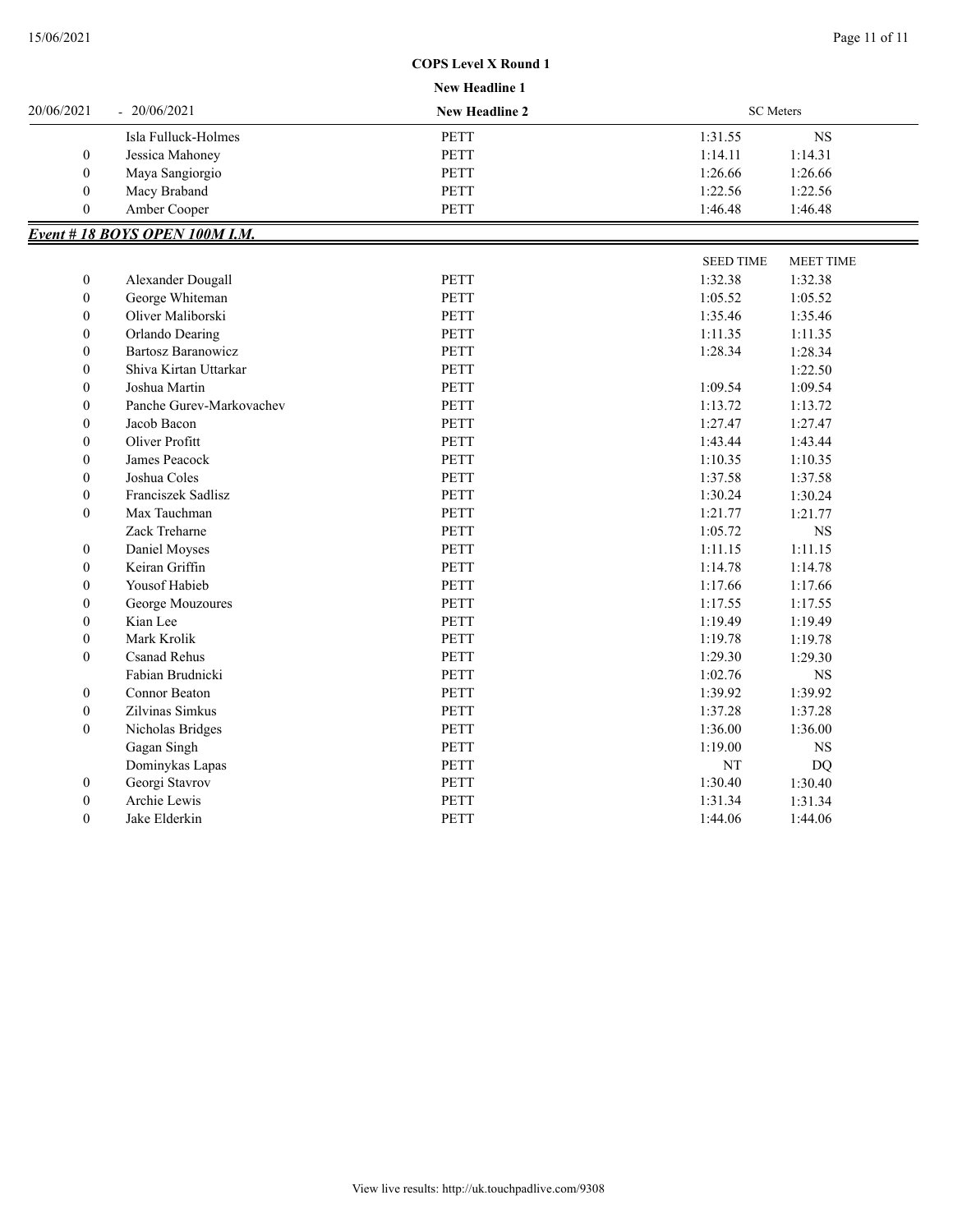**COPS Level X Round 1**

**New Headline 1**

| 20/06/2021 - 20/06/2021 | | **New Headline 2** | SC Meters | |
|---|---|---|---|---|
| | Isla Fulluck-Holmes | PETT | 1:31.55 | NS |
| 0 | Jessica Mahoney | PETT | 1:14.11 | 1:14.31 |
| 0 | Maya Sangiorgio | PETT | 1:26.66 | 1:26.66 |
| 0 | Macy Braband | PETT | 1:22.56 | 1:22.56 |
| 0 | Amber Cooper | PETT | 1:46.48 | 1:46.48 |

## ***Event # 18 BOYS OPEN 100M I.M.***

| | | | SEED TIME | MEET TIME |
|---|---|---|---|---|
| 0 | Alexander Dougall | PETT | 1:32.38 | 1:32.38 |
| 0 | George Whiteman | PETT | 1:05.52 | 1:05.52 |
| 0 | Oliver Maliborski | PETT | 1:35.46 | 1:35.46 |
| 0 | Orlando Dearing | PETT | 1:11.35 | 1:11.35 |
| 0 | Bartosz Baranowicz | PETT | 1:28.34 | 1:28.34 |
| 0 | Shiva Kirtan Uttarkar | PETT | | 1:22.50 |
| 0 | Joshua Martin | PETT | 1:09.54 | 1:09.54 |
| 0 | Panche Gurev-Markovachev | PETT | 1:13.72 | 1:13.72 |
| 0 | Jacob Bacon | PETT | 1:27.47 | 1:27.47 |
| 0 | Oliver Profitt | PETT | 1:43.44 | 1:43.44 |
| 0 | James Peacock | PETT | 1:10.35 | 1:10.35 |
| 0 | Joshua Coles | PETT | 1:37.58 | 1:37.58 |
| 0 | Franciszek Sadlisz | PETT | 1:30.24 | 1:30.24 |
| 0 | Max Tauchman | PETT | 1:21.77 | 1:21.77 |
| | Zack Treharne | PETT | 1:05.72 | NS |
| 0 | Daniel Moyses | PETT | 1:11.15 | 1:11.15 |
| 0 | Keiran Griffin | PETT | 1:14.78 | 1:14.78 |
| 0 | Yousof Habieb | PETT | 1:17.66 | 1:17.66 |
| 0 | George Mouzoures | PETT | 1:17.55 | 1:17.55 |
| 0 | Kian Lee | PETT | 1:19.49 | 1:19.49 |
| 0 | Mark Krolik | PETT | 1:19.78 | 1:19.78 |
| 0 | Csanad Rehus | PETT | 1:29.30 | 1:29.30 |
| | Fabian Brudnicki | PETT | 1:02.76 | NS |
| 0 | Connor Beaton | PETT | 1:39.92 | 1:39.92 |
| 0 | Zilvinas Simkus | PETT | 1:37.28 | 1:37.28 |
| 0 | Nicholas Bridges | PETT | 1:36.00 | 1:36.00 |
| | Gagan Singh | PETT | 1:19.00 | NS |
| | Dominykas Lapas | PETT | NT | DQ |
| 0 | Georgi Stavrov | PETT | 1:30.40 | 1:30.40 |
| 0 | Archie Lewis | PETT | 1:31.34 | 1:31.34 |
| 0 | Jake Elderkin | PETT | 1:44.06 | 1:44.06 |

View live results: http://uk.touchpadlive.com/9308